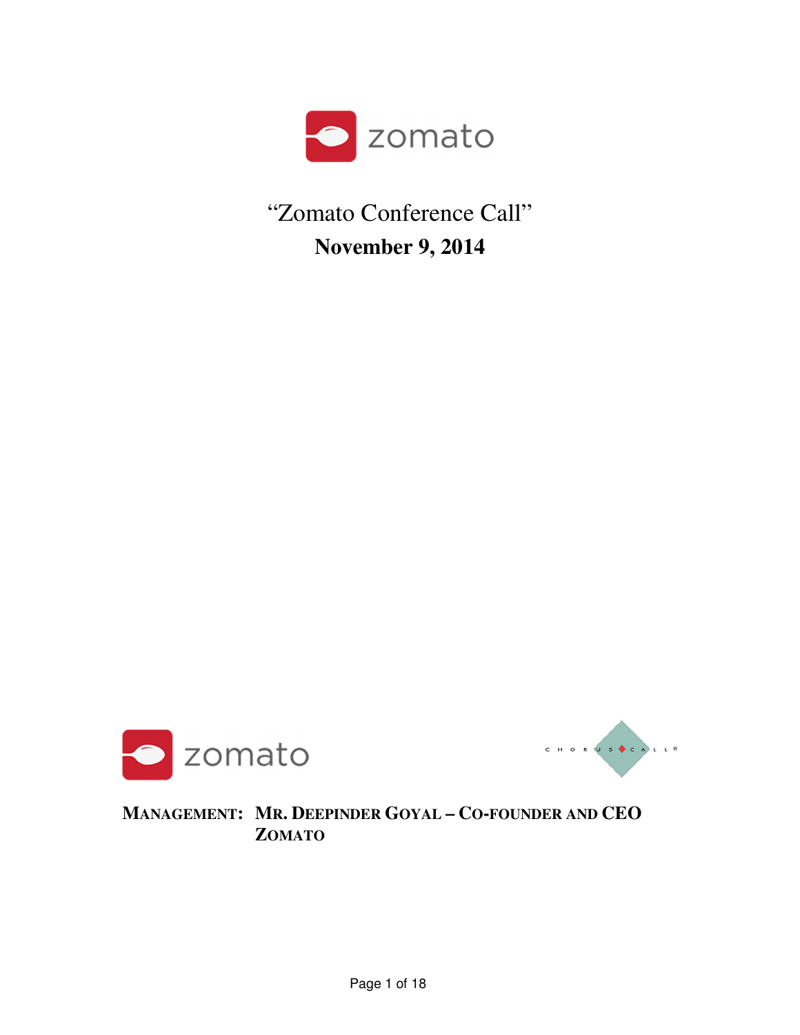zomato

# "Zomato Conference Call"

**November 9, 2014**

zomato

CHORUS CALL®

**MANAGEMENT: MR. DEEPINDER GOYAL – CO-FOUNDER AND CEO ZOMATO**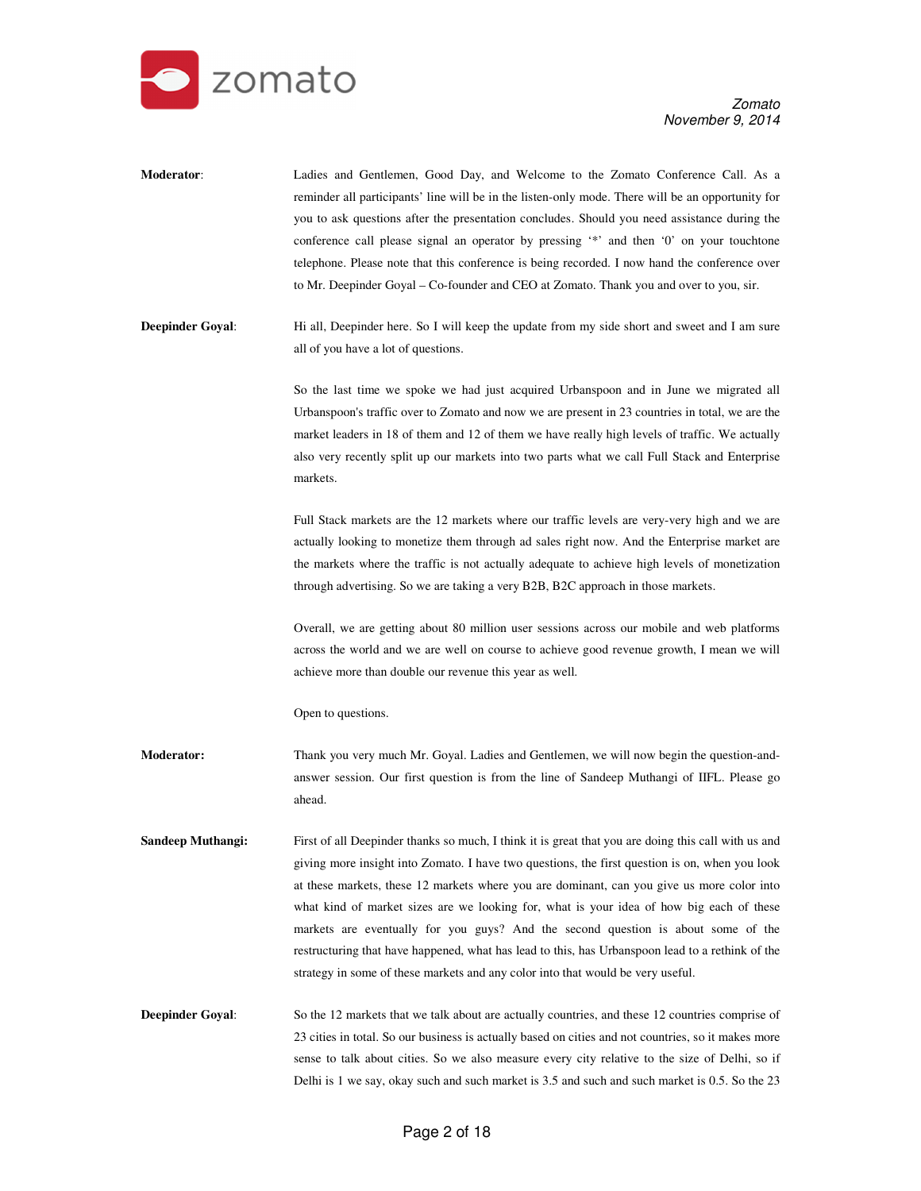**Moderator**: Ladies and Gentlemen, Good Day, and Welcome to the Zomato Conference Call. As a reminder all participants' line will be in the listen-only mode. There will be an opportunity for you to ask questions after the presentation concludes. Should you need assistance during the conference call please signal an operator by pressing '*' and then '0' on your touchtone telephone. Please note that this conference is being recorded. I now hand the conference over to Mr. Deepinder Goyal – Co-founder and CEO at Zomato. Thank you and over to you, sir.

**Deepinder Goyal**: Hi all, Deepinder here. So I will keep the update from my side short and sweet and I am sure all of you have a lot of questions.

So the last time we spoke we had just acquired Urbanspoon and in June we migrated all Urbanspoon's traffic over to Zomato and now we are present in 23 countries in total, we are the market leaders in 18 of them and 12 of them we have really high levels of traffic. We actually also very recently split up our markets into two parts what we call Full Stack and Enterprise markets.

Full Stack markets are the 12 markets where our traffic levels are very-very high and we are actually looking to monetize them through ad sales right now. And the Enterprise market are the markets where the traffic is not actually adequate to achieve high levels of monetization through advertising. So we are taking a very B2B, B2C approach in those markets.

Overall, we are getting about 80 million user sessions across our mobile and web platforms across the world and we are well on course to achieve good revenue growth, I mean we will achieve more than double our revenue this year as well.

Open to questions.

**Moderator:** Thank you very much Mr. Goyal. Ladies and Gentlemen, we will now begin the question-and-answer session. Our first question is from the line of Sandeep Muthangi of IIFL. Please go ahead.

**Sandeep Muthangi:** First of all Deepinder thanks so much, I think it is great that you are doing this call with us and giving more insight into Zomato. I have two questions, the first question is on, when you look at these markets, these 12 markets where you are dominant, can you give us more color into what kind of market sizes are we looking for, what is your idea of how big each of these markets are eventually for you guys? And the second question is about some of the restructuring that have happened, what has lead to this, has Urbanspoon lead to a rethink of the strategy in some of these markets and any color into that would be very useful.

**Deepinder Goyal**: So the 12 markets that we talk about are actually countries, and these 12 countries comprise of 23 cities in total. So our business is actually based on cities and not countries, so it makes more sense to talk about cities. So we also measure every city relative to the size of Delhi, so if Delhi is 1 we say, okay such and such market is 3.5 and such and such market is 0.5. So the 23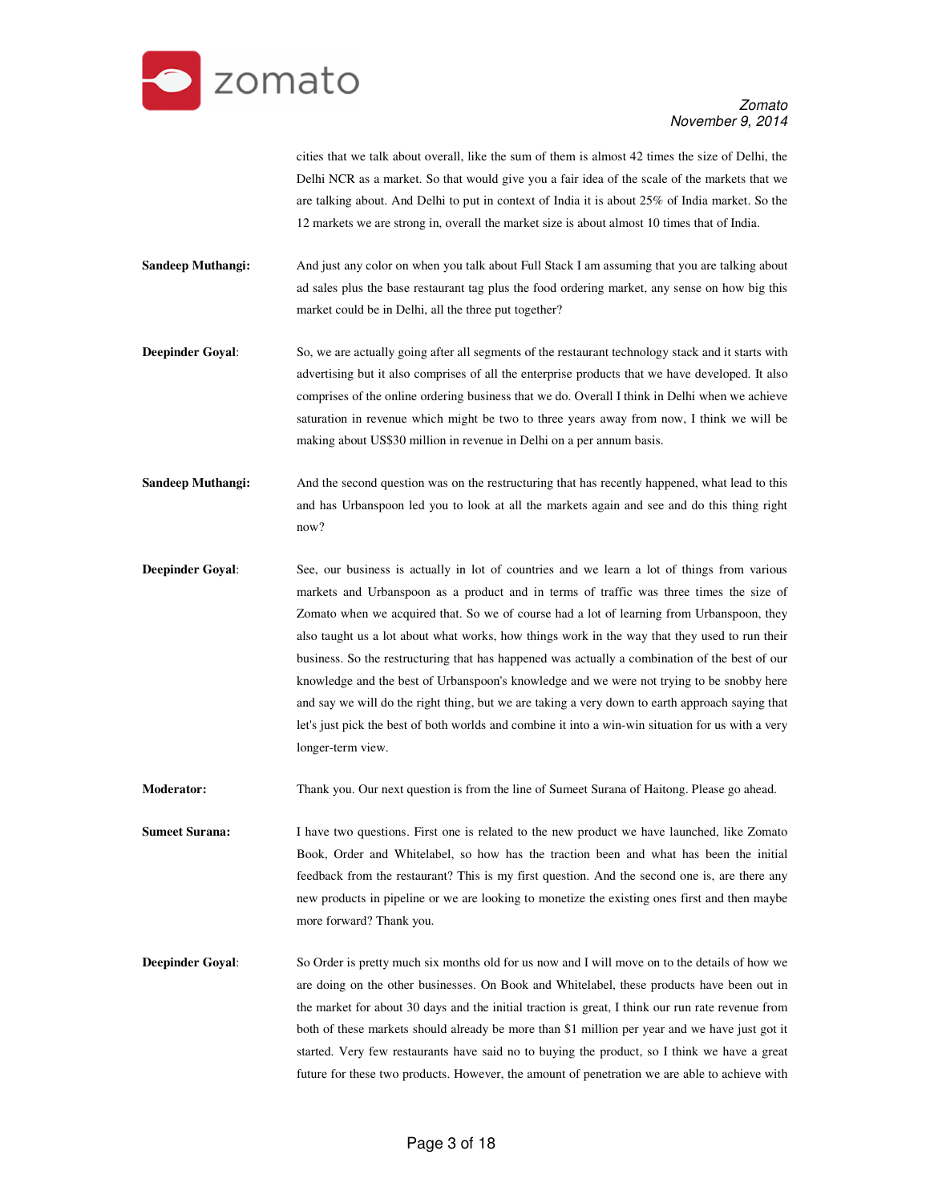cities that we talk about overall, like the sum of them is almost 42 times the size of Delhi, the Delhi NCR as a market. So that would give you a fair idea of the scale of the markets that we are talking about. And Delhi to put in context of India it is about 25% of India market. So the 12 markets we are strong in, overall the market size is about almost 10 times that of India.

**Sandeep Muthangi:** And just any color on when you talk about Full Stack I am assuming that you are talking about ad sales plus the base restaurant tag plus the food ordering market, any sense on how big this market could be in Delhi, all the three put together?

**Deepinder Goyal:** So, we are actually going after all segments of the restaurant technology stack and it starts with advertising but it also comprises of all the enterprise products that we have developed. It also comprises of the online ordering business that we do. Overall I think in Delhi when we achieve saturation in revenue which might be two to three years away from now, I think we will be making about US$30 million in revenue in Delhi on a per annum basis.

**Sandeep Muthangi:** And the second question was on the restructuring that has recently happened, what lead to this and has Urbanspoon led you to look at all the markets again and see and do this thing right now?

**Deepinder Goyal:** See, our business is actually in lot of countries and we learn a lot of things from various markets and Urbanspoon as a product and in terms of traffic was three times the size of Zomato when we acquired that. So we of course had a lot of learning from Urbanspoon, they also taught us a lot about what works, how things work in the way that they used to run their business. So the restructuring that has happened was actually a combination of the best of our knowledge and the best of Urbanspoon's knowledge and we were not trying to be snobby here and say we will do the right thing, but we are taking a very down to earth approach saying that let's just pick the best of both worlds and combine it into a win-win situation for us with a very longer-term view.

**Moderator:** Thank you. Our next question is from the line of Sumeet Surana of Haitong. Please go ahead.

**Sumeet Surana:** I have two questions. First one is related to the new product we have launched, like Zomato Book, Order and Whitelabel, so how has the traction been and what has been the initial feedback from the restaurant? This is my first question. And the second one is, are there any new products in pipeline or we are looking to monetize the existing ones first and then maybe more forward? Thank you.

**Deepinder Goyal:** So Order is pretty much six months old for us now and I will move on to the details of how we are doing on the other businesses. On Book and Whitelabel, these products have been out in the market for about 30 days and the initial traction is great, I think our run rate revenue from both of these markets should already be more than $1 million per year and we have just got it started. Very few restaurants have said no to buying the product, so I think we have a great future for these two products. However, the amount of penetration we are able to achieve with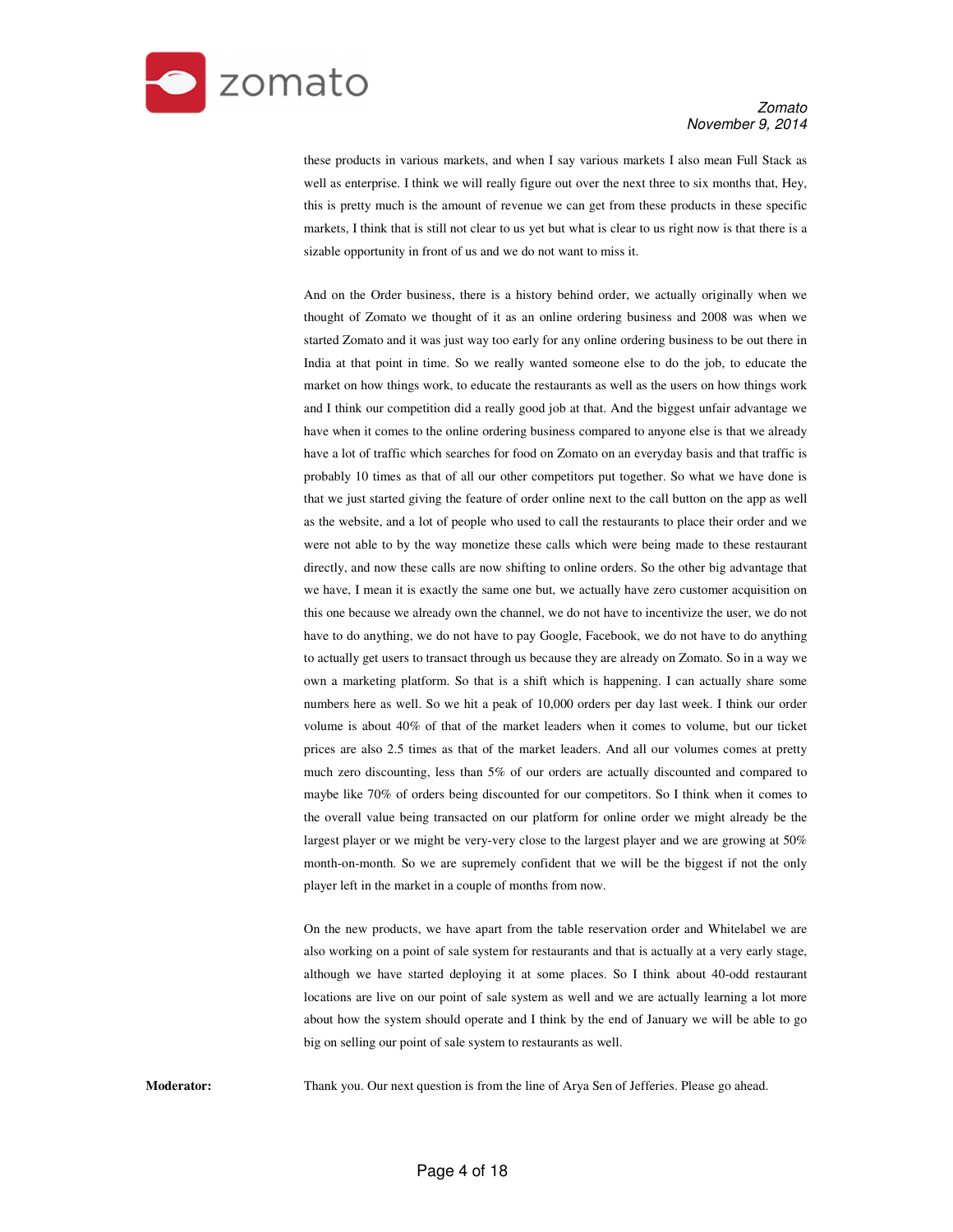these products in various markets, and when I say various markets I also mean Full Stack as well as enterprise. I think we will really figure out over the next three to six months that, Hey, this is pretty much is the amount of revenue we can get from these products in these specific markets, I think that is still not clear to us yet but what is clear to us right now is that there is a sizable opportunity in front of us and we do not want to miss it.

And on the Order business, there is a history behind order, we actually originally when we thought of Zomato we thought of it as an online ordering business and 2008 was when we started Zomato and it was just way too early for any online ordering business to be out there in India at that point in time. So we really wanted someone else to do the job, to educate the market on how things work, to educate the restaurants as well as the users on how things work and I think our competition did a really good job at that. And the biggest unfair advantage we have when it comes to the online ordering business compared to anyone else is that we already have a lot of traffic which searches for food on Zomato on an everyday basis and that traffic is probably 10 times as that of all our other competitors put together. So what we have done is that we just started giving the feature of order online next to the call button on the app as well as the website, and a lot of people who used to call the restaurants to place their order and we were not able to by the way monetize these calls which were being made to these restaurant directly, and now these calls are now shifting to online orders. So the other big advantage that we have, I mean it is exactly the same one but, we actually have zero customer acquisition on this one because we already own the channel, we do not have to incentivize the user, we do not have to do anything, we do not have to pay Google, Facebook, we do not have to do anything to actually get users to transact through us because they are already on Zomato. So in a way we own a marketing platform. So that is a shift which is happening. I can actually share some numbers here as well. So we hit a peak of 10,000 orders per day last week. I think our order volume is about 40% of that of the market leaders when it comes to volume, but our ticket prices are also 2.5 times as that of the market leaders. And all our volumes comes at pretty much zero discounting, less than 5% of our orders are actually discounted and compared to maybe like 70% of orders being discounted for our competitors. So I think when it comes to the overall value being transacted on our platform for online order we might already be the largest player or we might be very-very close to the largest player and we are growing at 50% month-on-month. So we are supremely confident that we will be the biggest if not the only player left in the market in a couple of months from now.

On the new products, we have apart from the table reservation order and Whitelabel we are also working on a point of sale system for restaurants and that is actually at a very early stage, although we have started deploying it at some places. So I think about 40-odd restaurant locations are live on our point of sale system as well and we are actually learning a lot more about how the system should operate and I think by the end of January we will be able to go big on selling our point of sale system to restaurants as well.

**Moderator:** Thank you. Our next question is from the line of Arya Sen of Jefferies. Please go ahead.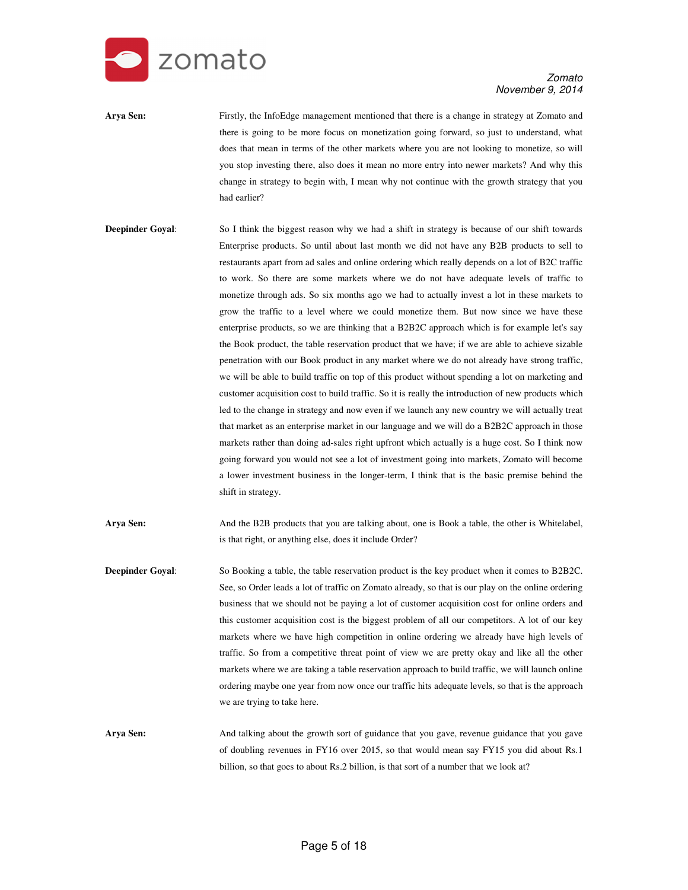**Arya Sen:** Firstly, the InfoEdge management mentioned that there is a change in strategy at Zomato and there is going to be more focus on monetization going forward, so just to understand, what does that mean in terms of the other markets where you are not looking to monetize, so will you stop investing there, also does it mean no more entry into newer markets? And why this change in strategy to begin with, I mean why not continue with the growth strategy that you had earlier?

**Deepinder Goyal:** So I think the biggest reason why we had a shift in strategy is because of our shift towards Enterprise products. So until about last month we did not have any B2B products to sell to restaurants apart from ad sales and online ordering which really depends on a lot of B2C traffic to work. So there are some markets where we do not have adequate levels of traffic to monetize through ads. So six months ago we had to actually invest a lot in these markets to grow the traffic to a level where we could monetize them. But now since we have these enterprise products, so we are thinking that a B2B2C approach which is for example let's say the Book product, the table reservation product that we have; if we are able to achieve sizable penetration with our Book product in any market where we do not already have strong traffic, we will be able to build traffic on top of this product without spending a lot on marketing and customer acquisition cost to build traffic. So it is really the introduction of new products which led to the change in strategy and now even if we launch any new country we will actually treat that market as an enterprise market in our language and we will do a B2B2C approach in those markets rather than doing ad-sales right upfront which actually is a huge cost. So I think now going forward you would not see a lot of investment going into markets, Zomato will become a lower investment business in the longer-term, I think that is the basic premise behind the shift in strategy.

**Arya Sen:** And the B2B products that you are talking about, one is Book a table, the other is Whitelabel, is that right, or anything else, does it include Order?

**Deepinder Goyal:** So Booking a table, the table reservation product is the key product when it comes to B2B2C. See, so Order leads a lot of traffic on Zomato already, so that is our play on the online ordering business that we should not be paying a lot of customer acquisition cost for online orders and this customer acquisition cost is the biggest problem of all our competitors. A lot of our key markets where we have high competition in online ordering we already have high levels of traffic. So from a competitive threat point of view we are pretty okay and like all the other markets where we are taking a table reservation approach to build traffic, we will launch online ordering maybe one year from now once our traffic hits adequate levels, so that is the approach we are trying to take here.

**Arya Sen:** And talking about the growth sort of guidance that you gave, revenue guidance that you gave of doubling revenues in FY16 over 2015, so that would mean say FY15 you did about Rs.1 billion, so that goes to about Rs.2 billion, is that sort of a number that we look at?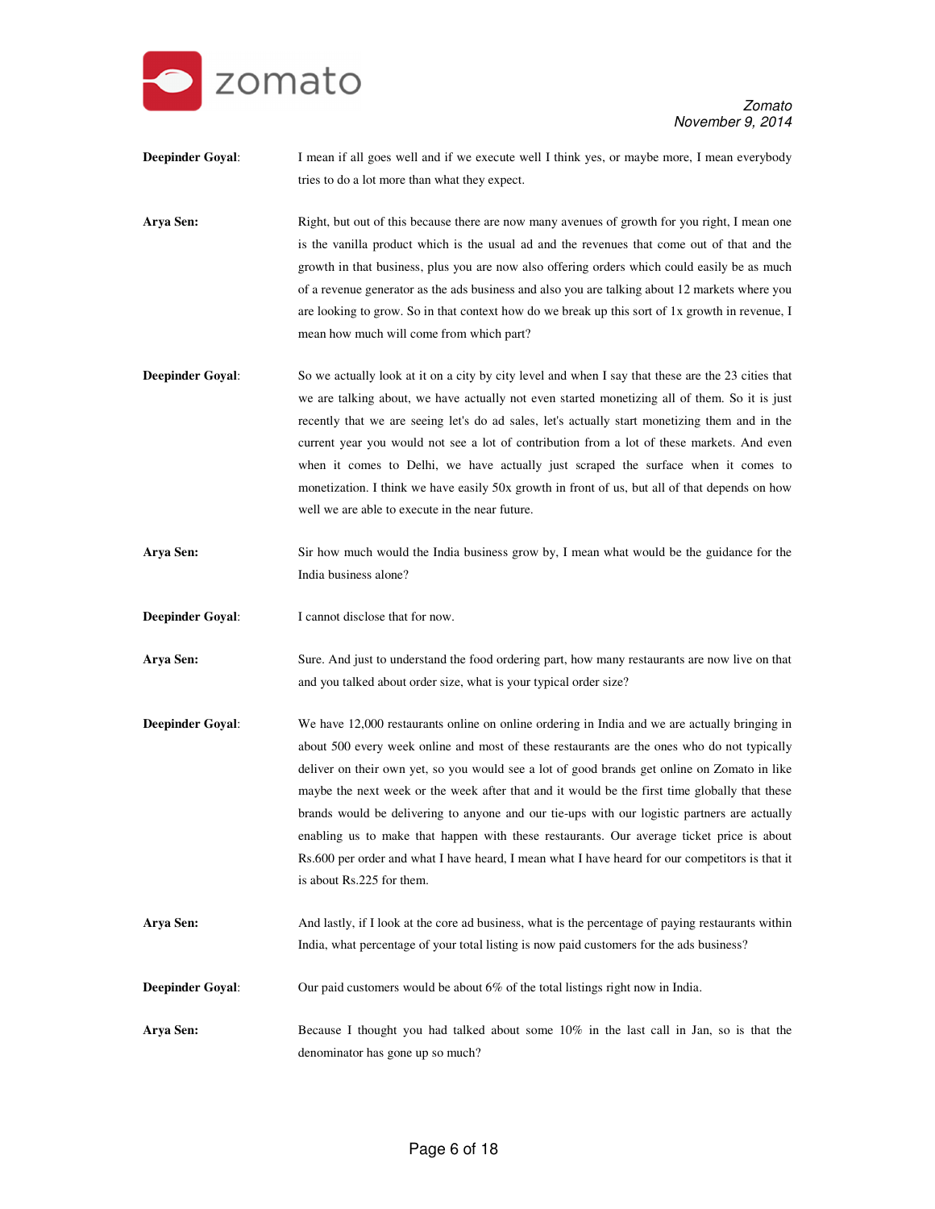**Deepinder Goyal**: I mean if all goes well and if we execute well I think yes, or maybe more, I mean everybody tries to do a lot more than what they expect.

**Arya Sen:** Right, but out of this because there are now many avenues of growth for you right, I mean one is the vanilla product which is the usual ad and the revenues that come out of that and the growth in that business, plus you are now also offering orders which could easily be as much of a revenue generator as the ads business and also you are talking about 12 markets where you are looking to grow. So in that context how do we break up this sort of 1x growth in revenue, I mean how much will come from which part?

**Deepinder Goyal**: So we actually look at it on a city by city level and when I say that these are the 23 cities that we are talking about, we have actually not even started monetizing all of them. So it is just recently that we are seeing let's do ad sales, let's actually start monetizing them and in the current year you would not see a lot of contribution from a lot of these markets. And even when it comes to Delhi, we have actually just scraped the surface when it comes to monetization. I think we have easily 50x growth in front of us, but all of that depends on how well we are able to execute in the near future.

**Arya Sen:** Sir how much would the India business grow by, I mean what would be the guidance for the India business alone?

**Deepinder Goyal**: I cannot disclose that for now.

**Arya Sen:** Sure. And just to understand the food ordering part, how many restaurants are now live on that and you talked about order size, what is your typical order size?

**Deepinder Goyal**: We have 12,000 restaurants online on online ordering in India and we are actually bringing in about 500 every week online and most of these restaurants are the ones who do not typically deliver on their own yet, so you would see a lot of good brands get online on Zomato in like maybe the next week or the week after that and it would be the first time globally that these brands would be delivering to anyone and our tie-ups with our logistic partners are actually enabling us to make that happen with these restaurants. Our average ticket price is about Rs.600 per order and what I have heard, I mean what I have heard for our competitors is that it is about Rs.225 for them.

**Arya Sen:** And lastly, if I look at the core ad business, what is the percentage of paying restaurants within India, what percentage of your total listing is now paid customers for the ads business?

**Deepinder Goyal**: Our paid customers would be about 6% of the total listings right now in India.

**Arya Sen:** Because I thought you had talked about some 10% in the last call in Jan, so is that the denominator has gone up so much?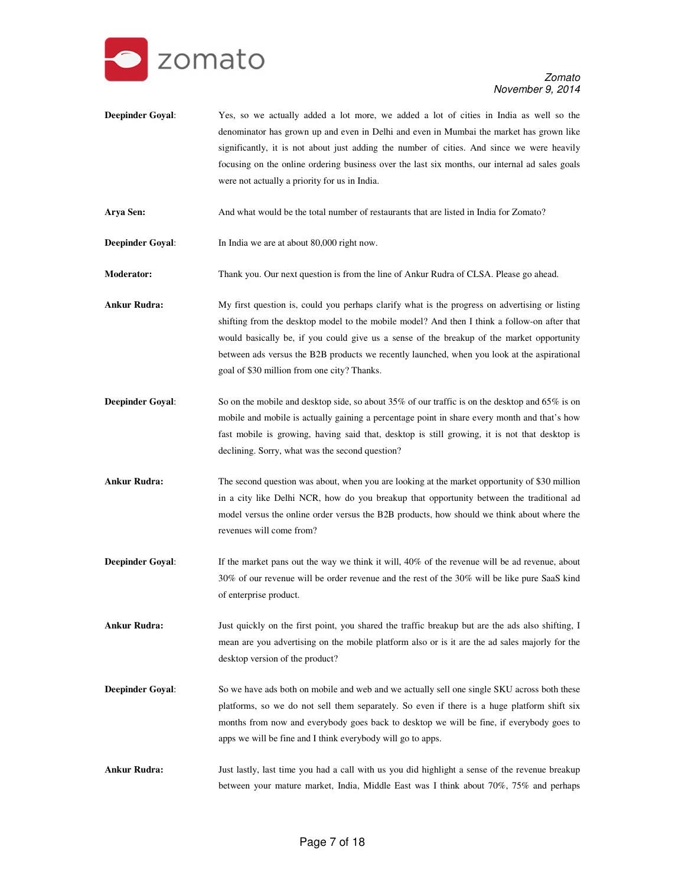**Deepinder Goyal**: Yes, so we actually added a lot more, we added a lot of cities in India as well so the denominator has grown up and even in Delhi and even in Mumbai the market has grown like significantly, it is not about just adding the number of cities. And since we were heavily focusing on the online ordering business over the last six months, our internal ad sales goals were not actually a priority for us in India.

**Arya Sen:** And what would be the total number of restaurants that are listed in India for Zomato?

**Deepinder Goyal**: In India we are at about 80,000 right now.

**Moderator:** Thank you. Our next question is from the line of Ankur Rudra of CLSA. Please go ahead.

**Ankur Rudra:** My first question is, could you perhaps clarify what is the progress on advertising or listing shifting from the desktop model to the mobile model? And then I think a follow-on after that would basically be, if you could give us a sense of the breakup of the market opportunity between ads versus the B2B products we recently launched, when you look at the aspirational goal of $30 million from one city? Thanks.

**Deepinder Goyal**: So on the mobile and desktop side, so about 35% of our traffic is on the desktop and 65% is on mobile and mobile is actually gaining a percentage point in share every month and that's how fast mobile is growing, having said that, desktop is still growing, it is not that desktop is declining. Sorry, what was the second question?

**Ankur Rudra:** The second question was about, when you are looking at the market opportunity of $30 million in a city like Delhi NCR, how do you breakup that opportunity between the traditional ad model versus the online order versus the B2B products, how should we think about where the revenues will come from?

**Deepinder Goyal**: If the market pans out the way we think it will, 40% of the revenue will be ad revenue, about 30% of our revenue will be order revenue and the rest of the 30% will be like pure SaaS kind of enterprise product.

**Ankur Rudra:** Just quickly on the first point, you shared the traffic breakup but are the ads also shifting, I mean are you advertising on the mobile platform also or is it are the ad sales majorly for the desktop version of the product?

**Deepinder Goyal**: So we have ads both on mobile and web and we actually sell one single SKU across both these platforms, so we do not sell them separately. So even if there is a huge platform shift six months from now and everybody goes back to desktop we will be fine, if everybody goes to apps we will be fine and I think everybody will go to apps.

**Ankur Rudra:** Just lastly, last time you had a call with us you did highlight a sense of the revenue breakup between your mature market, India, Middle East was I think about 70%, 75% and perhaps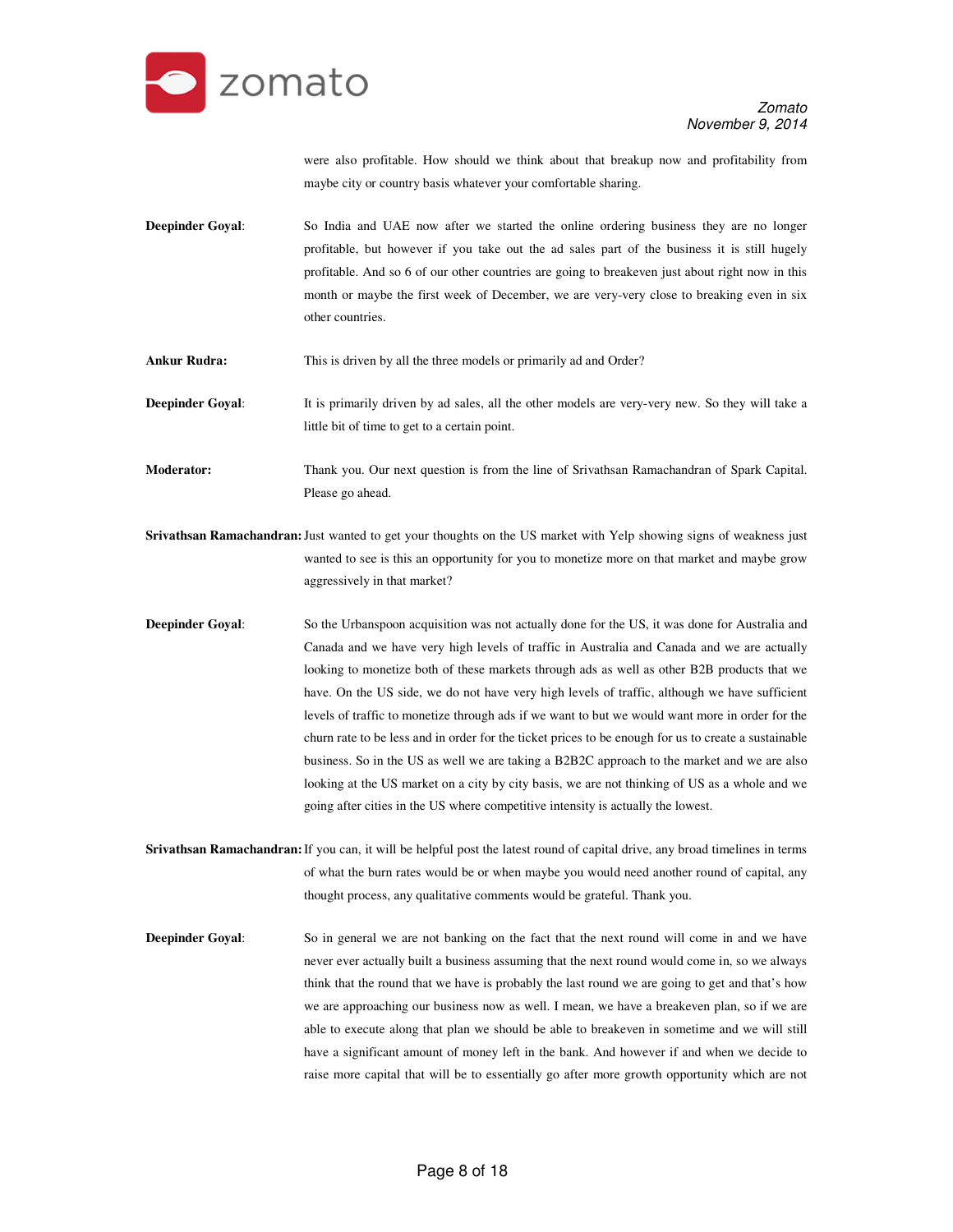were also profitable. How should we think about that breakup now and profitability from maybe city or country basis whatever your comfortable sharing.

**Deepinder Goyal**: So India and UAE now after we started the online ordering business they are no longer profitable, but however if you take out the ad sales part of the business it is still hugely profitable. And so 6 of our other countries are going to breakeven just about right now in this month or maybe the first week of December, we are very-very close to breaking even in six other countries.

**Ankur Rudra:** This is driven by all the three models or primarily ad and Order?

**Deepinder Goyal**: It is primarily driven by ad sales, all the other models are very-very new. So they will take a little bit of time to get to a certain point.

**Moderator:** Thank you. Our next question is from the line of Srivathsan Ramachandran of Spark Capital. Please go ahead.

**Srivathsan Ramachandran:** Just wanted to get your thoughts on the US market with Yelp showing signs of weakness just wanted to see is this an opportunity for you to monetize more on that market and maybe grow aggressively in that market?

**Deepinder Goyal**: So the Urbanspoon acquisition was not actually done for the US, it was done for Australia and Canada and we have very high levels of traffic in Australia and Canada and we are actually looking to monetize both of these markets through ads as well as other B2B products that we have. On the US side, we do not have very high levels of traffic, although we have sufficient levels of traffic to monetize through ads if we want to but we would want more in order for the churn rate to be less and in order for the ticket prices to be enough for us to create a sustainable business. So in the US as well we are taking a B2B2C approach to the market and we are also looking at the US market on a city by city basis, we are not thinking of US as a whole and we going after cities in the US where competitive intensity is actually the lowest.

**Srivathsan Ramachandran:** If you can, it will be helpful post the latest round of capital drive, any broad timelines in terms of what the burn rates would be or when maybe you would need another round of capital, any thought process, any qualitative comments would be grateful. Thank you.

**Deepinder Goyal**: So in general we are not banking on the fact that the next round will come in and we have never ever actually built a business assuming that the next round would come in, so we always think that the round that we have is probably the last round we are going to get and that's how we are approaching our business now as well. I mean, we have a breakeven plan, so if we are able to execute along that plan we should be able to breakeven in sometime and we will still have a significant amount of money left in the bank. And however if and when we decide to raise more capital that will be to essentially go after more growth opportunity which are not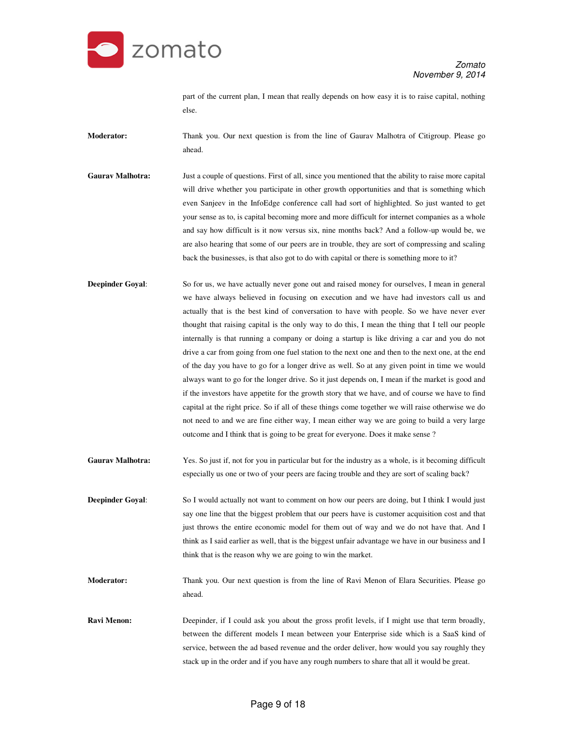part of the current plan, I mean that really depends on how easy it is to raise capital, nothing else.

**Moderator:** Thank you. Our next question is from the line of Gaurav Malhotra of Citigroup. Please go ahead.

**Gaurav Malhotra:** Just a couple of questions. First of all, since you mentioned that the ability to raise more capital will drive whether you participate in other growth opportunities and that is something which even Sanjeev in the InfoEdge conference call had sort of highlighted. So just wanted to get your sense as to, is capital becoming more and more difficult for internet companies as a whole and say how difficult is it now versus six, nine months back? And a follow-up would be, we are also hearing that some of our peers are in trouble, they are sort of compressing and scaling back the businesses, is that also got to do with capital or there is something more to it?

**Deepinder Goyal:** So for us, we have actually never gone out and raised money for ourselves, I mean in general we have always believed in focusing on execution and we have had investors call us and actually that is the best kind of conversation to have with people. So we have never ever thought that raising capital is the only way to do this, I mean the thing that I tell our people internally is that running a company or doing a startup is like driving a car and you do not drive a car from going from one fuel station to the next one and then to the next one, at the end of the day you have to go for a longer drive as well. So at any given point in time we would always want to go for the longer drive. So it just depends on, I mean if the market is good and if the investors have appetite for the growth story that we have, and of course we have to find capital at the right price. So if all of these things come together we will raise otherwise we do not need to and we are fine either way, I mean either way we are going to build a very large outcome and I think that is going to be great for everyone. Does it make sense ?

**Gaurav Malhotra:** Yes. So just if, not for you in particular but for the industry as a whole, is it becoming difficult especially us one or two of your peers are facing trouble and they are sort of scaling back?

**Deepinder Goyal:** So I would actually not want to comment on how our peers are doing, but I think I would just say one line that the biggest problem that our peers have is customer acquisition cost and that just throws the entire economic model for them out of way and we do not have that. And I think as I said earlier as well, that is the biggest unfair advantage we have in our business and I think that is the reason why we are going to win the market.

**Moderator:** Thank you. Our next question is from the line of Ravi Menon of Elara Securities. Please go ahead.

**Ravi Menon:** Deepinder, if I could ask you about the gross profit levels, if I might use that term broadly, between the different models I mean between your Enterprise side which is a SaaS kind of service, between the ad based revenue and the order deliver, how would you say roughly they stack up in the order and if you have any rough numbers to share that all it would be great.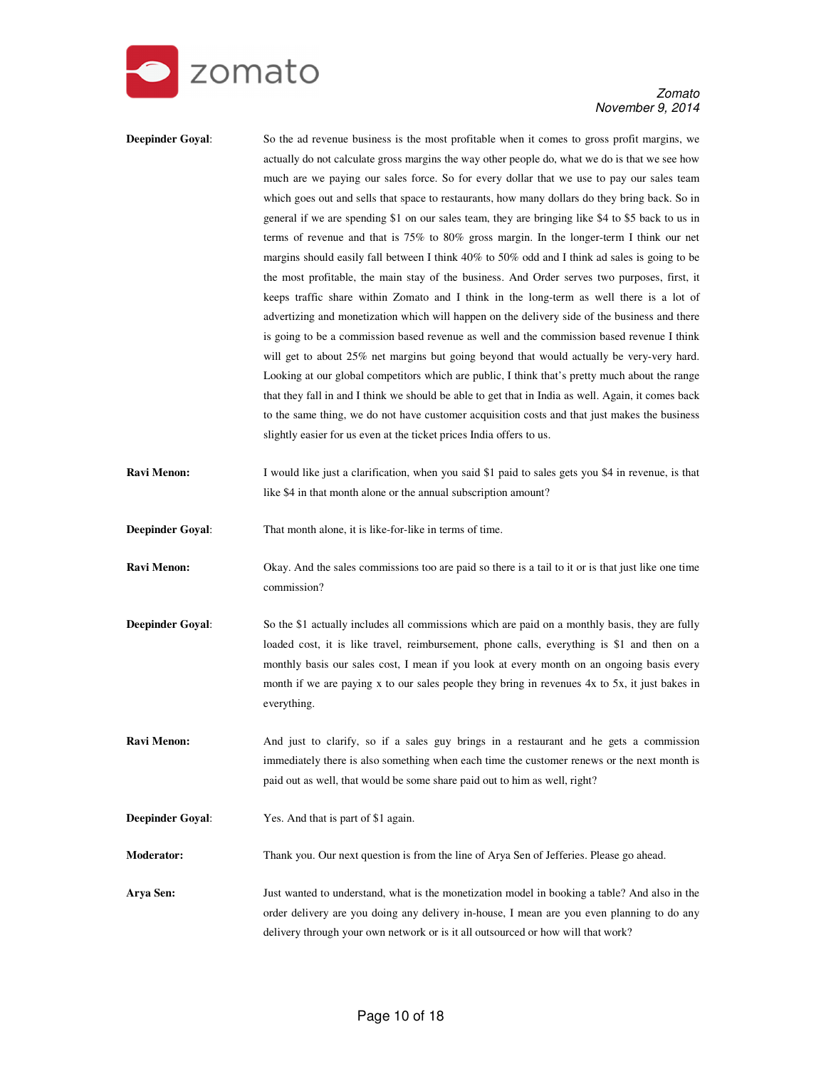**Deepinder Goyal**: So the ad revenue business is the most profitable when it comes to gross profit margins, we actually do not calculate gross margins the way other people do, what we do is that we see how much are we paying our sales force. So for every dollar that we use to pay our sales team which goes out and sells that space to restaurants, how many dollars do they bring back. So in general if we are spending $1 on our sales team, they are bringing like $4 to $5 back to us in terms of revenue and that is 75% to 80% gross margin. In the longer-term I think our net margins should easily fall between I think 40% to 50% odd and I think ad sales is going to be the most profitable, the main stay of the business. And Order serves two purposes, first, it keeps traffic share within Zomato and I think in the long-term as well there is a lot of advertizing and monetization which will happen on the delivery side of the business and there is going to be a commission based revenue as well and the commission based revenue I think will get to about 25% net margins but going beyond that would actually be very-very hard. Looking at our global competitors which are public, I think that's pretty much about the range that they fall in and I think we should be able to get that in India as well. Again, it comes back to the same thing, we do not have customer acquisition costs and that just makes the business slightly easier for us even at the ticket prices India offers to us.

**Ravi Menon:** I would like just a clarification, when you said $1 paid to sales gets you $4 in revenue, is that like $4 in that month alone or the annual subscription amount?

**Deepinder Goyal**: That month alone, it is like-for-like in terms of time.

**Ravi Menon:** Okay. And the sales commissions too are paid so there is a tail to it or is that just like one time commission?

**Deepinder Goyal**: So the $1 actually includes all commissions which are paid on a monthly basis, they are fully loaded cost, it is like travel, reimbursement, phone calls, everything is $1 and then on a monthly basis our sales cost, I mean if you look at every month on an ongoing basis every month if we are paying x to our sales people they bring in revenues 4x to 5x, it just bakes in everything.

**Ravi Menon:** And just to clarify, so if a sales guy brings in a restaurant and he gets a commission immediately there is also something when each time the customer renews or the next month is paid out as well, that would be some share paid out to him as well, right?

**Deepinder Goyal**: Yes. And that is part of $1 again.

**Moderator:** Thank you. Our next question is from the line of Arya Sen of Jefferies. Please go ahead.

**Arya Sen:** Just wanted to understand, what is the monetization model in booking a table? And also in the order delivery are you doing any delivery in-house, I mean are you even planning to do any delivery through your own network or is it all outsourced or how will that work?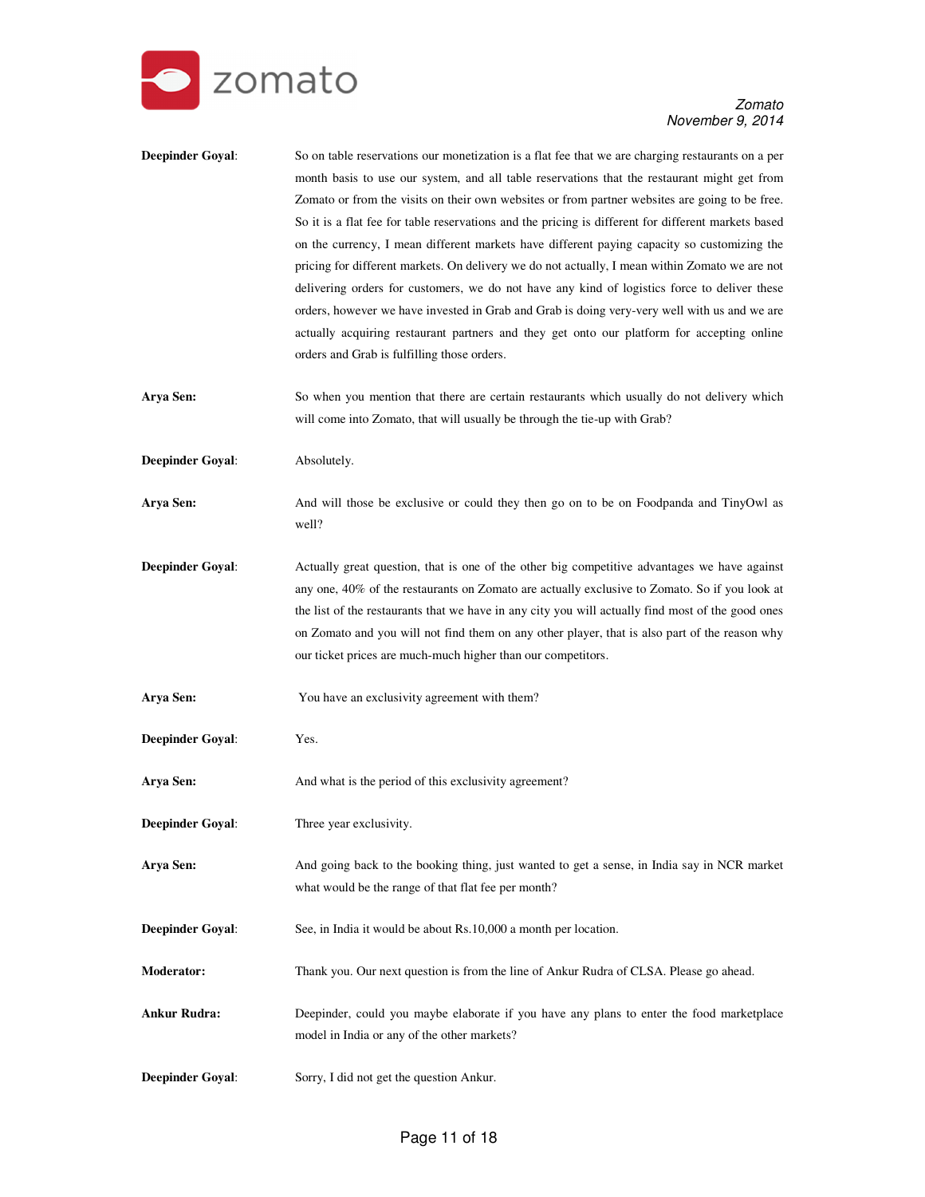**Deepinder Goyal**: So on table reservations our monetization is a flat fee that we are charging restaurants on a per month basis to use our system, and all table reservations that the restaurant might get from Zomato or from the visits on their own websites or from partner websites are going to be free. So it is a flat fee for table reservations and the pricing is different for different markets based on the currency, I mean different markets have different paying capacity so customizing the pricing for different markets. On delivery we do not actually, I mean within Zomato we are not delivering orders for customers, we do not have any kind of logistics force to deliver these orders, however we have invested in Grab and Grab is doing very-very well with us and we are actually acquiring restaurant partners and they get onto our platform for accepting online orders and Grab is fulfilling those orders.

**Arya Sen:** So when you mention that there are certain restaurants which usually do not delivery which will come into Zomato, that will usually be through the tie-up with Grab?

**Deepinder Goyal**: Absolutely.

**Arya Sen:** And will those be exclusive or could they then go on to be on Foodpanda and TinyOwl as well?

**Deepinder Goyal**: Actually great question, that is one of the other big competitive advantages we have against any one, 40% of the restaurants on Zomato are actually exclusive to Zomato. So if you look at the list of the restaurants that we have in any city you will actually find most of the good ones on Zomato and you will not find them on any other player, that is also part of the reason why our ticket prices are much-much higher than our competitors.

**Arya Sen:** You have an exclusivity agreement with them?

**Deepinder Goyal**: Yes.

**Arya Sen:** And what is the period of this exclusivity agreement?

**Deepinder Goyal**: Three year exclusivity.

**Arya Sen:** And going back to the booking thing, just wanted to get a sense, in India say in NCR market what would be the range of that flat fee per month?

**Deepinder Goyal**: See, in India it would be about Rs.10,000 a month per location.

**Moderator:** Thank you. Our next question is from the line of Ankur Rudra of CLSA. Please go ahead.

**Ankur Rudra:** Deepinder, could you maybe elaborate if you have any plans to enter the food marketplace model in India or any of the other markets?

**Deepinder Goyal**: Sorry, I did not get the question Ankur.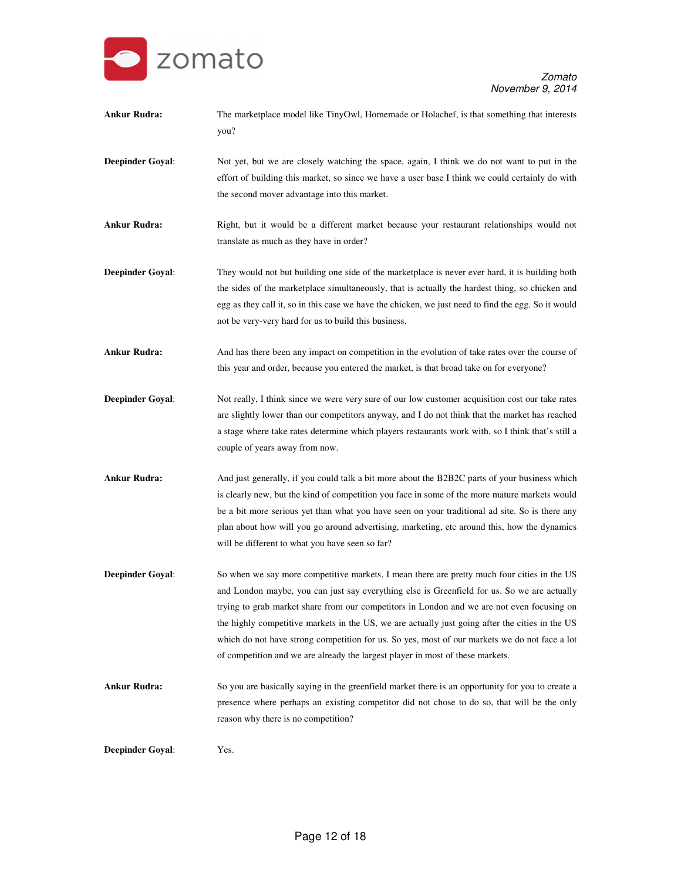**Ankur Rudra:** The marketplace model like TinyOwl, Homemade or Holachef, is that something that interests you?

**Deepinder Goyal:** Not yet, but we are closely watching the space, again, I think we do not want to put in the effort of building this market, so since we have a user base I think we could certainly do with the second mover advantage into this market.

**Ankur Rudra:** Right, but it would be a different market because your restaurant relationships would not translate as much as they have in order?

**Deepinder Goyal:** They would not but building one side of the marketplace is never ever hard, it is building both the sides of the marketplace simultaneously, that is actually the hardest thing, so chicken and egg as they call it, so in this case we have the chicken, we just need to find the egg. So it would not be very-very hard for us to build this business.

**Ankur Rudra:** And has there been any impact on competition in the evolution of take rates over the course of this year and order, because you entered the market, is that broad take on for everyone?

**Deepinder Goyal:** Not really, I think since we were very sure of our low customer acquisition cost our take rates are slightly lower than our competitors anyway, and I do not think that the market has reached a stage where take rates determine which players restaurants work with, so I think that's still a couple of years away from now.

**Ankur Rudra:** And just generally, if you could talk a bit more about the B2B2C parts of your business which is clearly new, but the kind of competition you face in some of the more mature markets would be a bit more serious yet than what you have seen on your traditional ad site. So is there any plan about how will you go around advertising, marketing, etc around this, how the dynamics will be different to what you have seen so far?

**Deepinder Goyal:** So when we say more competitive markets, I mean there are pretty much four cities in the US and London maybe, you can just say everything else is Greenfield for us. So we are actually trying to grab market share from our competitors in London and we are not even focusing on the highly competitive markets in the US, we are actually just going after the cities in the US which do not have strong competition for us. So yes, most of our markets we do not face a lot of competition and we are already the largest player in most of these markets.

**Ankur Rudra:** So you are basically saying in the greenfield market there is an opportunity for you to create a presence where perhaps an existing competitor did not chose to do so, that will be the only reason why there is no competition?

**Deepinder Goyal:** Yes.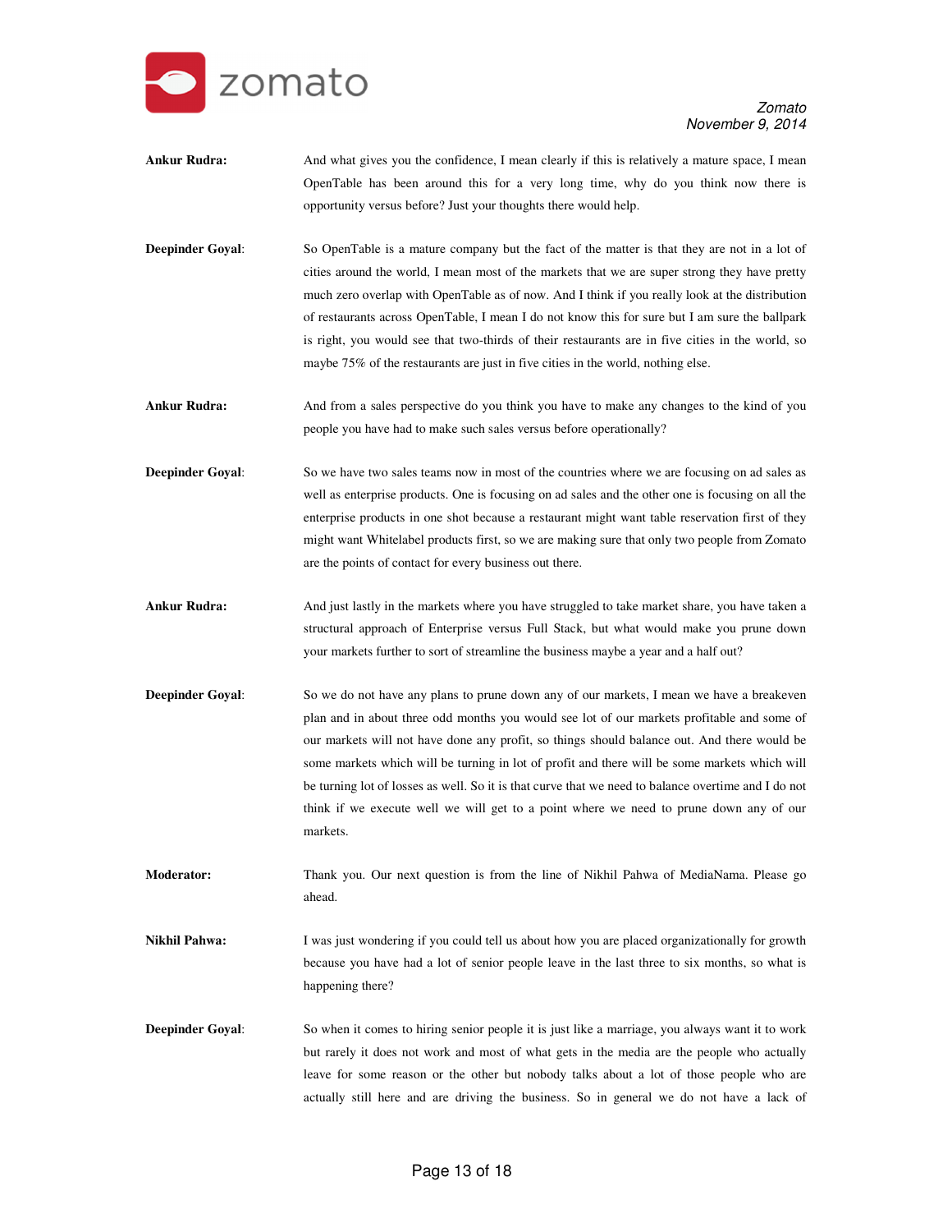**Ankur Rudra:** And what gives you the confidence, I mean clearly if this is relatively a mature space, I mean OpenTable has been around this for a very long time, why do you think now there is opportunity versus before? Just your thoughts there would help.

**Deepinder Goyal**: So OpenTable is a mature company but the fact of the matter is that they are not in a lot of cities around the world, I mean most of the markets that we are super strong they have pretty much zero overlap with OpenTable as of now. And I think if you really look at the distribution of restaurants across OpenTable, I mean I do not know this for sure but I am sure the ballpark is right, you would see that two-thirds of their restaurants are in five cities in the world, so maybe 75% of the restaurants are just in five cities in the world, nothing else.

**Ankur Rudra:** And from a sales perspective do you think you have to make any changes to the kind of you people you have had to make such sales versus before operationally?

**Deepinder Goyal**: So we have two sales teams now in most of the countries where we are focusing on ad sales as well as enterprise products. One is focusing on ad sales and the other one is focusing on all the enterprise products in one shot because a restaurant might want table reservation first of they might want Whitelabel products first, so we are making sure that only two people from Zomato are the points of contact for every business out there.

**Ankur Rudra:** And just lastly in the markets where you have struggled to take market share, you have taken a structural approach of Enterprise versus Full Stack, but what would make you prune down your markets further to sort of streamline the business maybe a year and a half out?

**Deepinder Goyal**: So we do not have any plans to prune down any of our markets, I mean we have a breakeven plan and in about three odd months you would see lot of our markets profitable and some of our markets will not have done any profit, so things should balance out. And there would be some markets which will be turning in lot of profit and there will be some markets which will be turning lot of losses as well. So it is that curve that we need to balance overtime and I do not think if we execute well we will get to a point where we need to prune down any of our markets.

**Moderator:** Thank you. Our next question is from the line of Nikhil Pahwa of MediaNama. Please go ahead.

**Nikhil Pahwa:** I was just wondering if you could tell us about how you are placed organizationally for growth because you have had a lot of senior people leave in the last three to six months, so what is happening there?

**Deepinder Goyal**: So when it comes to hiring senior people it is just like a marriage, you always want it to work but rarely it does not work and most of what gets in the media are the people who actually leave for some reason or the other but nobody talks about a lot of those people who are actually still here and are driving the business. So in general we do not have a lack of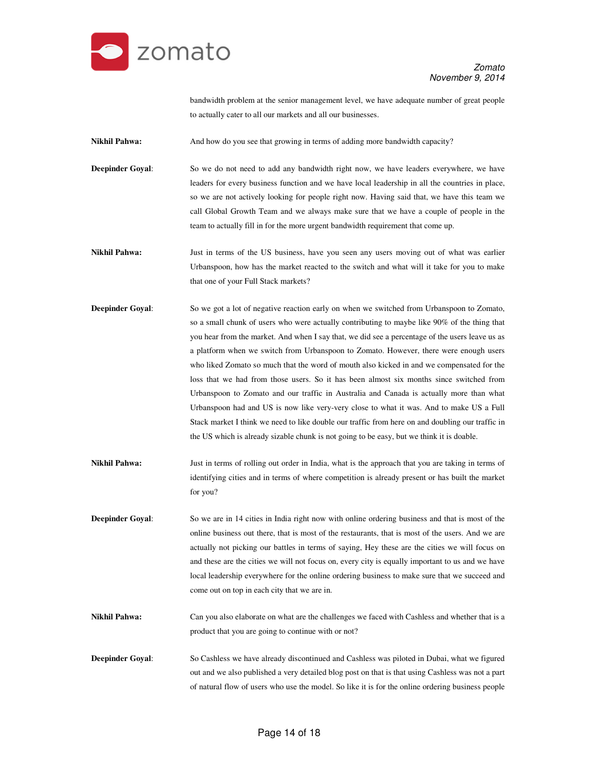bandwidth problem at the senior management level, we have adequate number of great people to actually cater to all our markets and all our businesses.

**Nikhil Pahwa:** And how do you see that growing in terms of adding more bandwidth capacity?

**Deepinder Goyal**: So we do not need to add any bandwidth right now, we have leaders everywhere, we have leaders for every business function and we have local leadership in all the countries in place, so we are not actively looking for people right now. Having said that, we have this team we call Global Growth Team and we always make sure that we have a couple of people in the team to actually fill in for the more urgent bandwidth requirement that come up.

**Nikhil Pahwa:** Just in terms of the US business, have you seen any users moving out of what was earlier Urbanspoon, how has the market reacted to the switch and what will it take for you to make that one of your Full Stack markets?

**Deepinder Goyal**: So we got a lot of negative reaction early on when we switched from Urbanspoon to Zomato, so a small chunk of users who were actually contributing to maybe like 90% of the thing that you hear from the market. And when I say that, we did see a percentage of the users leave us as a platform when we switch from Urbanspoon to Zomato. However, there were enough users who liked Zomato so much that the word of mouth also kicked in and we compensated for the loss that we had from those users. So it has been almost six months since switched from Urbanspoon to Zomato and our traffic in Australia and Canada is actually more than what Urbanspoon had and US is now like very-very close to what it was. And to make US a Full Stack market I think we need to like double our traffic from here on and doubling our traffic in the US which is already sizable chunk is not going to be easy, but we think it is doable.

**Nikhil Pahwa:** Just in terms of rolling out order in India, what is the approach that you are taking in terms of identifying cities and in terms of where competition is already present or has built the market for you?

**Deepinder Goyal**: So we are in 14 cities in India right now with online ordering business and that is most of the online business out there, that is most of the restaurants, that is most of the users. And we are actually not picking our battles in terms of saying, Hey these are the cities we will focus on and these are the cities we will not focus on, every city is equally important to us and we have local leadership everywhere for the online ordering business to make sure that we succeed and come out on top in each city that we are in.

**Nikhil Pahwa:** Can you also elaborate on what are the challenges we faced with Cashless and whether that is a product that you are going to continue with or not?

**Deepinder Goyal**: So Cashless we have already discontinued and Cashless was piloted in Dubai, what we figured out and we also published a very detailed blog post on that is that using Cashless was not a part of natural flow of users who use the model. So like it is for the online ordering business people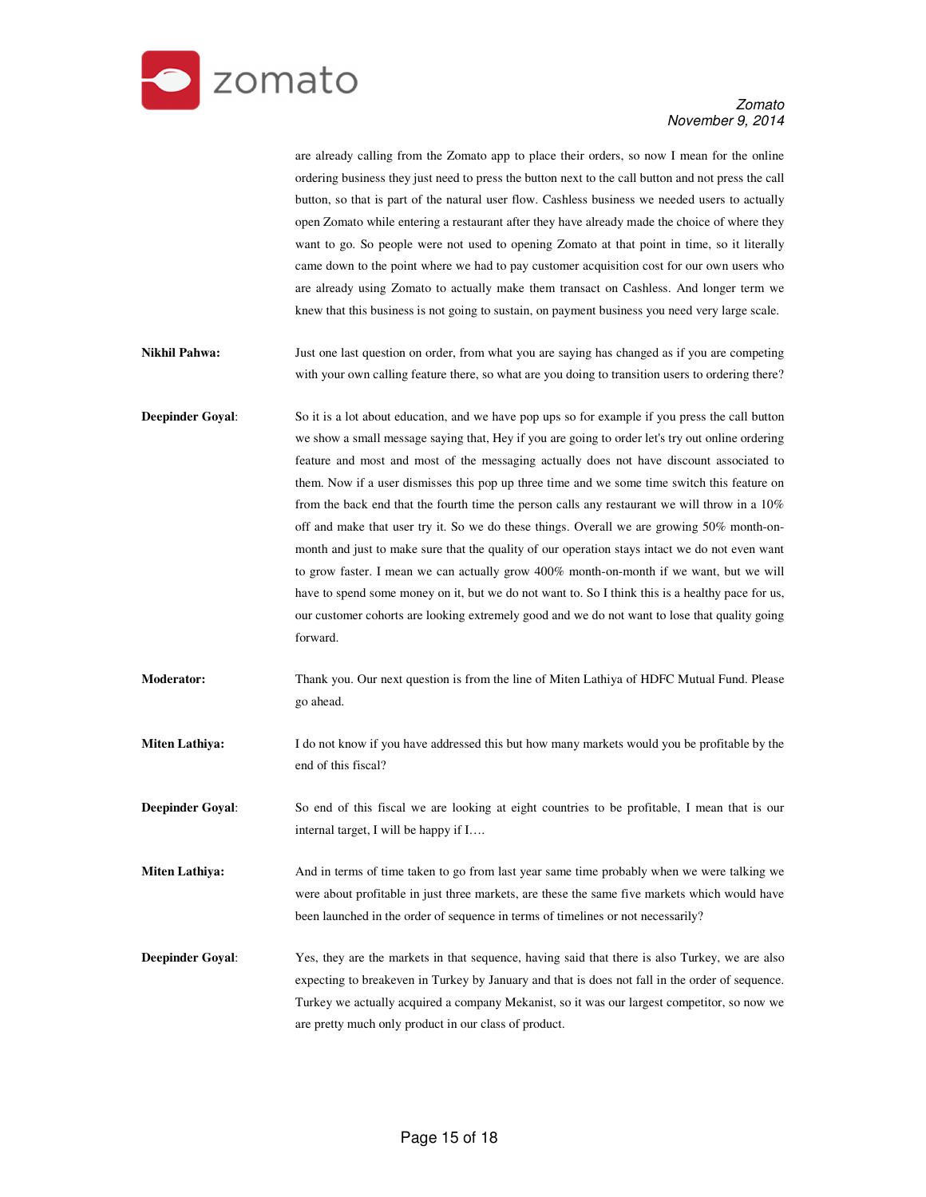are already calling from the Zomato app to place their orders, so now I mean for the online ordering business they just need to press the button next to the call button and not press the call button, so that is part of the natural user flow. Cashless business we needed users to actually open Zomato while entering a restaurant after they have already made the choice of where they want to go. So people were not used to opening Zomato at that point in time, so it literally came down to the point where we had to pay customer acquisition cost for our own users who are already using Zomato to actually make them transact on Cashless. And longer term we knew that this business is not going to sustain, on payment business you need very large scale.

**Nikhil Pahwa:** Just one last question on order, from what you are saying has changed as if you are competing with your own calling feature there, so what are you doing to transition users to ordering there?

**Deepinder Goyal**: So it is a lot about education, and we have pop ups so for example if you press the call button we show a small message saying that, Hey if you are going to order let's try out online ordering feature and most and most of the messaging actually does not have discount associated to them. Now if a user dismisses this pop up three time and we some time switch this feature on from the back end that the fourth time the person calls any restaurant we will throw in a 10% off and make that user try it. So we do these things. Overall we are growing 50% month-on-month and just to make sure that the quality of our operation stays intact we do not even want to grow faster. I mean we can actually grow 400% month-on-month if we want, but we will have to spend some money on it, but we do not want to. So I think this is a healthy pace for us, our customer cohorts are looking extremely good and we do not want to lose that quality going forward.

**Moderator:** Thank you. Our next question is from the line of Miten Lathiya of HDFC Mutual Fund. Please go ahead.

**Miten Lathiya:** I do not know if you have addressed this but how many markets would you be profitable by the end of this fiscal?

**Deepinder Goyal**: So end of this fiscal we are looking at eight countries to be profitable, I mean that is our internal target, I will be happy if I….

**Miten Lathiya:** And in terms of time taken to go from last year same time probably when we were talking we were about profitable in just three markets, are these the same five markets which would have been launched in the order of sequence in terms of timelines or not necessarily?

**Deepinder Goyal**: Yes, they are the markets in that sequence, having said that there is also Turkey, we are also expecting to breakeven in Turkey by January and that is does not fall in the order of sequence. Turkey we actually acquired a company Mekanist, so it was our largest competitor, so now we are pretty much only product in our class of product.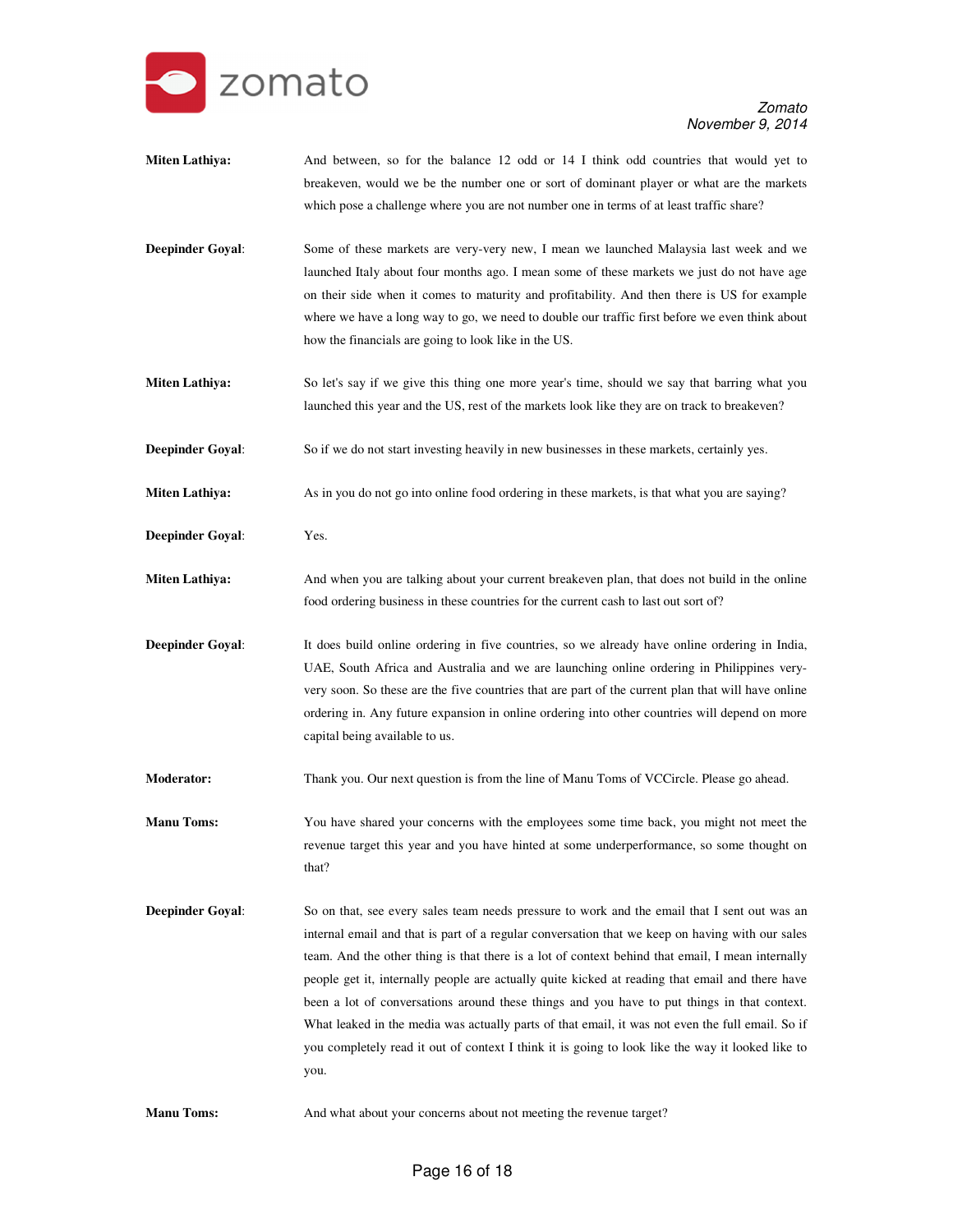**Miten Lathiya:** And between, so for the balance 12 odd or 14 I think odd countries that would yet to breakeven, would we be the number one or sort of dominant player or what are the markets which pose a challenge where you are not number one in terms of at least traffic share?

**Deepinder Goyal:** Some of these markets are very-very new, I mean we launched Malaysia last week and we launched Italy about four months ago. I mean some of these markets we just do not have age on their side when it comes to maturity and profitability. And then there is US for example where we have a long way to go, we need to double our traffic first before we even think about how the financials are going to look like in the US.

**Miten Lathiya:** So let's say if we give this thing one more year's time, should we say that barring what you launched this year and the US, rest of the markets look like they are on track to breakeven?

**Deepinder Goyal:** So if we do not start investing heavily in new businesses in these markets, certainly yes.

**Miten Lathiya:** As in you do not go into online food ordering in these markets, is that what you are saying?

**Deepinder Goyal:** Yes.

**Miten Lathiya:** And when you are talking about your current breakeven plan, that does not build in the online food ordering business in these countries for the current cash to last out sort of?

**Deepinder Goyal:** It does build online ordering in five countries, so we already have online ordering in India, UAE, South Africa and Australia and we are launching online ordering in Philippines very-very soon. So these are the five countries that are part of the current plan that will have online ordering in. Any future expansion in online ordering into other countries will depend on more capital being available to us.

**Moderator:** Thank you. Our next question is from the line of Manu Toms of VCCircle. Please go ahead.

**Manu Toms:** You have shared your concerns with the employees some time back, you might not meet the revenue target this year and you have hinted at some underperformance, so some thought on that?

**Deepinder Goyal:** So on that, see every sales team needs pressure to work and the email that I sent out was an internal email and that is part of a regular conversation that we keep on having with our sales team. And the other thing is that there is a lot of context behind that email, I mean internally people get it, internally people are actually quite kicked at reading that email and there have been a lot of conversations around these things and you have to put things in that context. What leaked in the media was actually parts of that email, it was not even the full email. So if you completely read it out of context I think it is going to look like the way it looked like to you.

**Manu Toms:** And what about your concerns about not meeting the revenue target?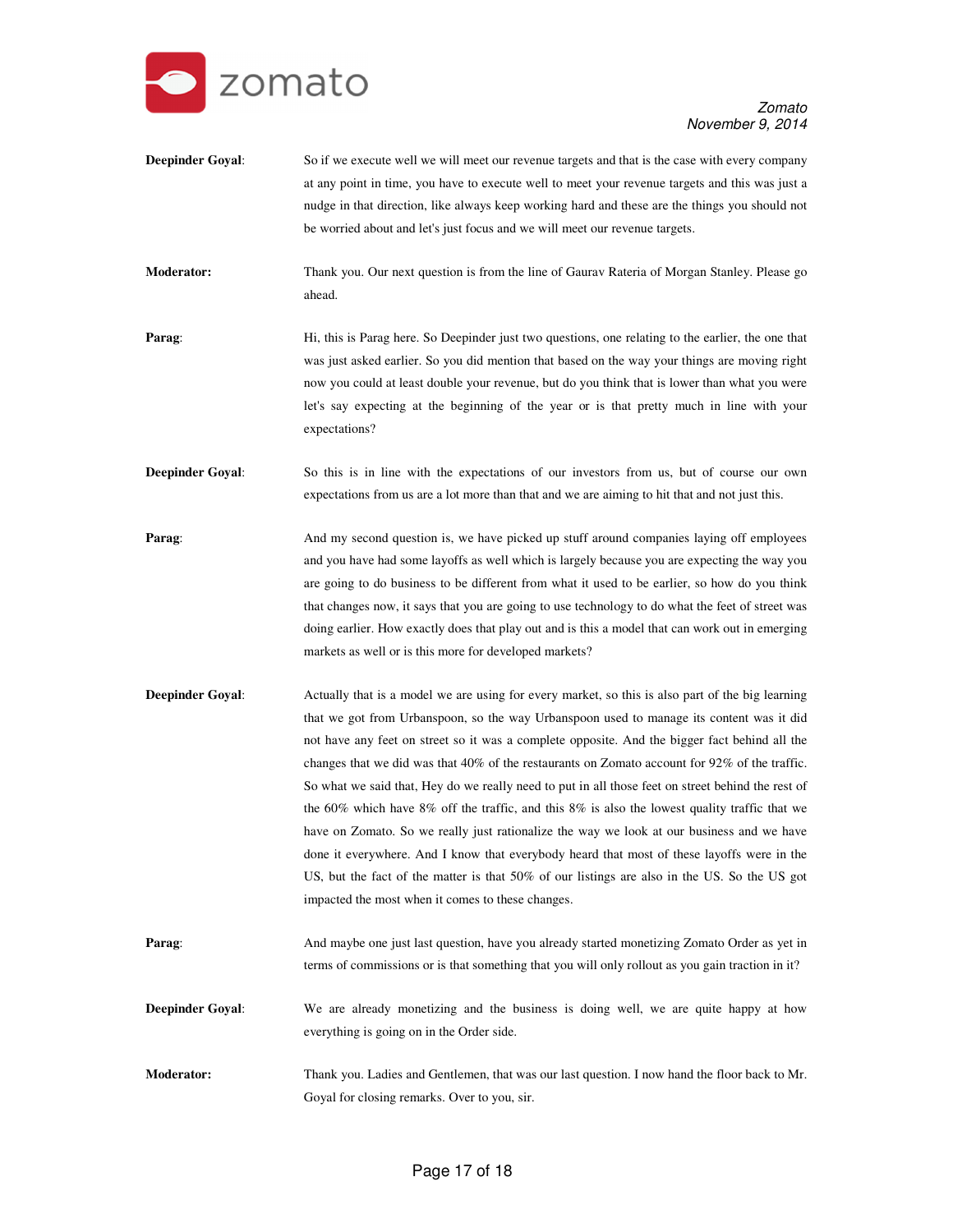**Deepinder Goyal**: So if we execute well we will meet our revenue targets and that is the case with every company at any point in time, you have to execute well to meet your revenue targets and this was just a nudge in that direction, like always keep working hard and these are the things you should not be worried about and let's just focus and we will meet our revenue targets.

**Moderator:** Thank you. Our next question is from the line of Gaurav Rateria of Morgan Stanley. Please go ahead.

**Parag**: Hi, this is Parag here. So Deepinder just two questions, one relating to the earlier, the one that was just asked earlier. So you did mention that based on the way your things are moving right now you could at least double your revenue, but do you think that is lower than what you were let's say expecting at the beginning of the year or is that pretty much in line with your expectations?

**Deepinder Goyal**: So this is in line with the expectations of our investors from us, but of course our own expectations from us are a lot more than that and we are aiming to hit that and not just this.

**Parag**: And my second question is, we have picked up stuff around companies laying off employees and you have had some layoffs as well which is largely because you are expecting the way you are going to do business to be different from what it used to be earlier, so how do you think that changes now, it says that you are going to use technology to do what the feet of street was doing earlier. How exactly does that play out and is this a model that can work out in emerging markets as well or is this more for developed markets?

**Deepinder Goyal**: Actually that is a model we are using for every market, so this is also part of the big learning that we got from Urbanspoon, so the way Urbanspoon used to manage its content was it did not have any feet on street so it was a complete opposite. And the bigger fact behind all the changes that we did was that 40% of the restaurants on Zomato account for 92% of the traffic. So what we said that, Hey do we really need to put in all those feet on street behind the rest of the 60% which have 8% off the traffic, and this 8% is also the lowest quality traffic that we have on Zomato. So we really just rationalize the way we look at our business and we have done it everywhere. And I know that everybody heard that most of these layoffs were in the US, but the fact of the matter is that 50% of our listings are also in the US. So the US got impacted the most when it comes to these changes.

**Parag**: And maybe one just last question, have you already started monetizing Zomato Order as yet in terms of commissions or is that something that you will only rollout as you gain traction in it?

**Deepinder Goyal**: We are already monetizing and the business is doing well, we are quite happy at how everything is going on in the Order side.

**Moderator:** Thank you. Ladies and Gentlemen, that was our last question. I now hand the floor back to Mr. Goyal for closing remarks. Over to you, sir.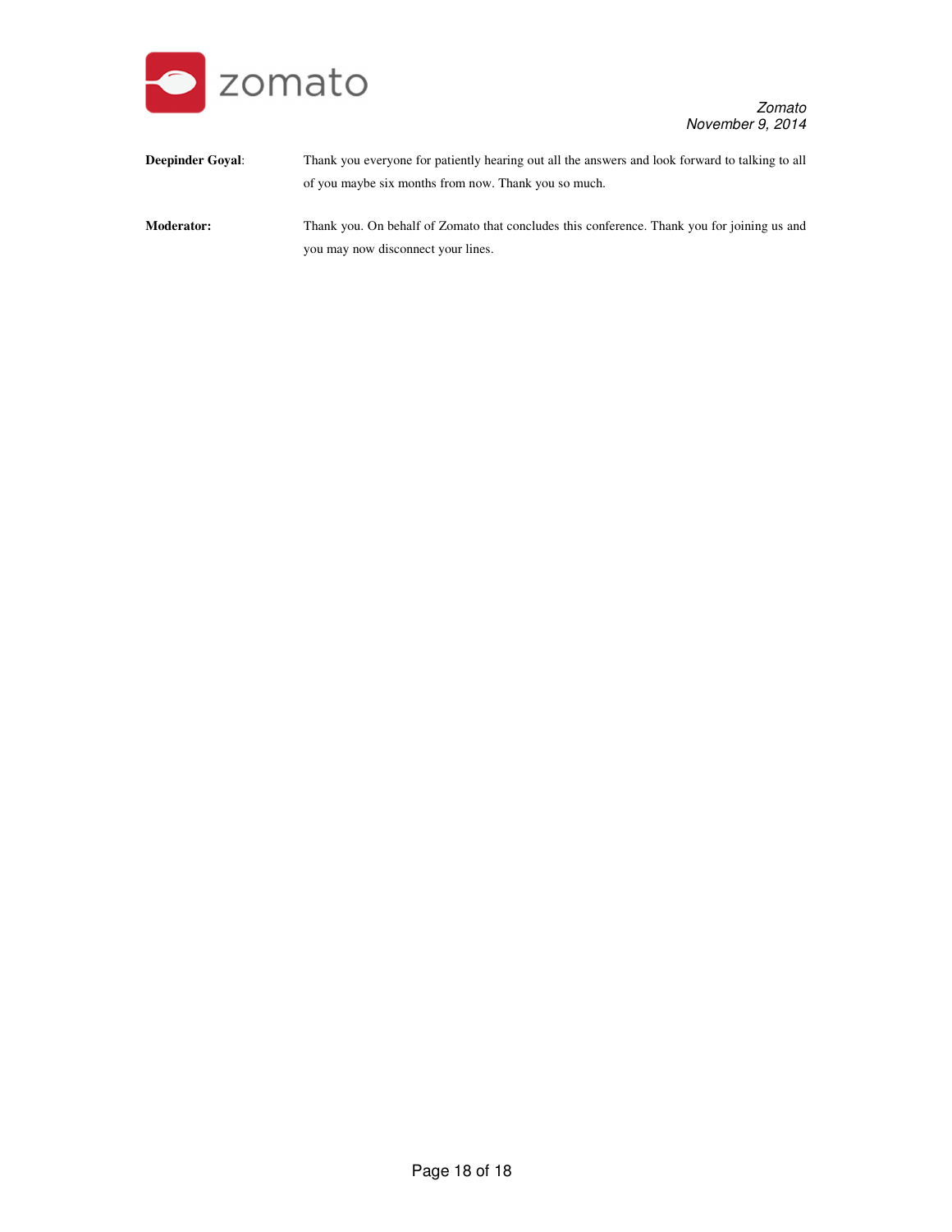**Deepinder Goyal**: Thank you everyone for patiently hearing out all the answers and look forward to talking to all of you maybe six months from now. Thank you so much.

**Moderator:** Thank you. On behalf of Zomato that concludes this conference. Thank you for joining us and you may now disconnect your lines.